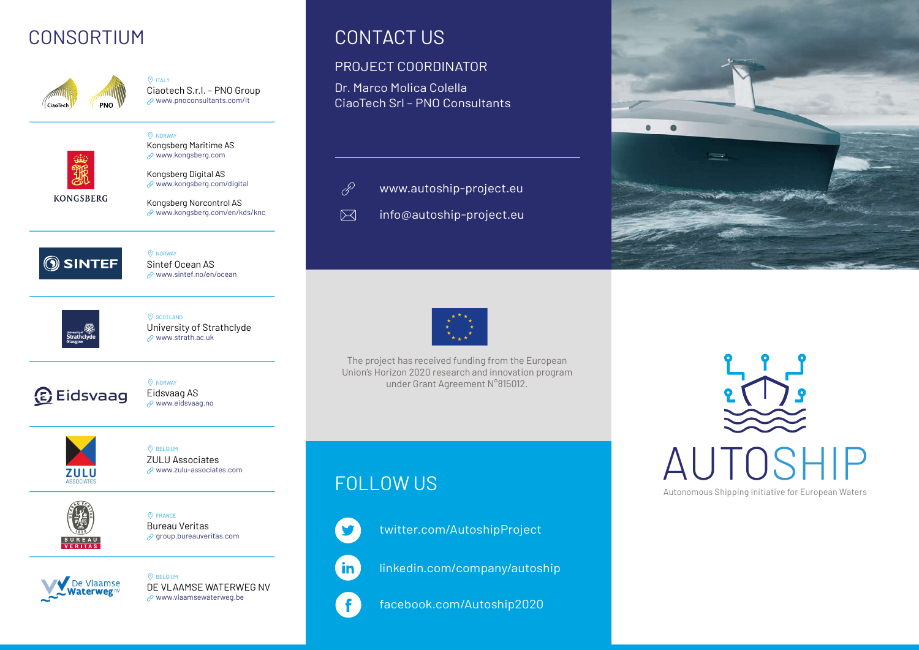# CONSORTIUM

ITALY
Ciaotech S.r.l. – PNO Group
www.pnoconsultants.com/it

NORWAY
Kongsberg Maritime AS
www.kongsberg.com

Kongsberg Digital AS
www.kongsberg.com/digital

Kongsberg Norcontrol AS
www.kongsberg.com/en/kds/knc

NORWAY
Sintef Ocean AS
www.sintef.no/en/ocean

SCOTLAND
University of Strathclyde
www.strath.ac.uk

NORWAY
Eidsvaag AS
www.eidsvaag.no

BELGIUM
ZULU Associates
www.zulu-associates.com

FRANCE
Bureau Veritas
group.bureauveritas.com

BELGIUM
DE VLAAMSE WATERWEG NV
www.vlaamsewaterweg.be

# CONTACT US

## PROJECT COORDINATOR

Dr. Marco Molica Colella
CiaoTech Srl – PNO Consultants

www.autoship-project.eu

info@autoship-project.eu

The project has received funding from the European Union's Horizon 2020 research and innovation program under Grant Agreement N°815012.

# FOLLOW US

twitter.com/AutoshipProject

linkedin.com/company/autoship

facebook.com/Autoship2020

# AUTOSHIP

Autonomous Shipping Initiative for European Waters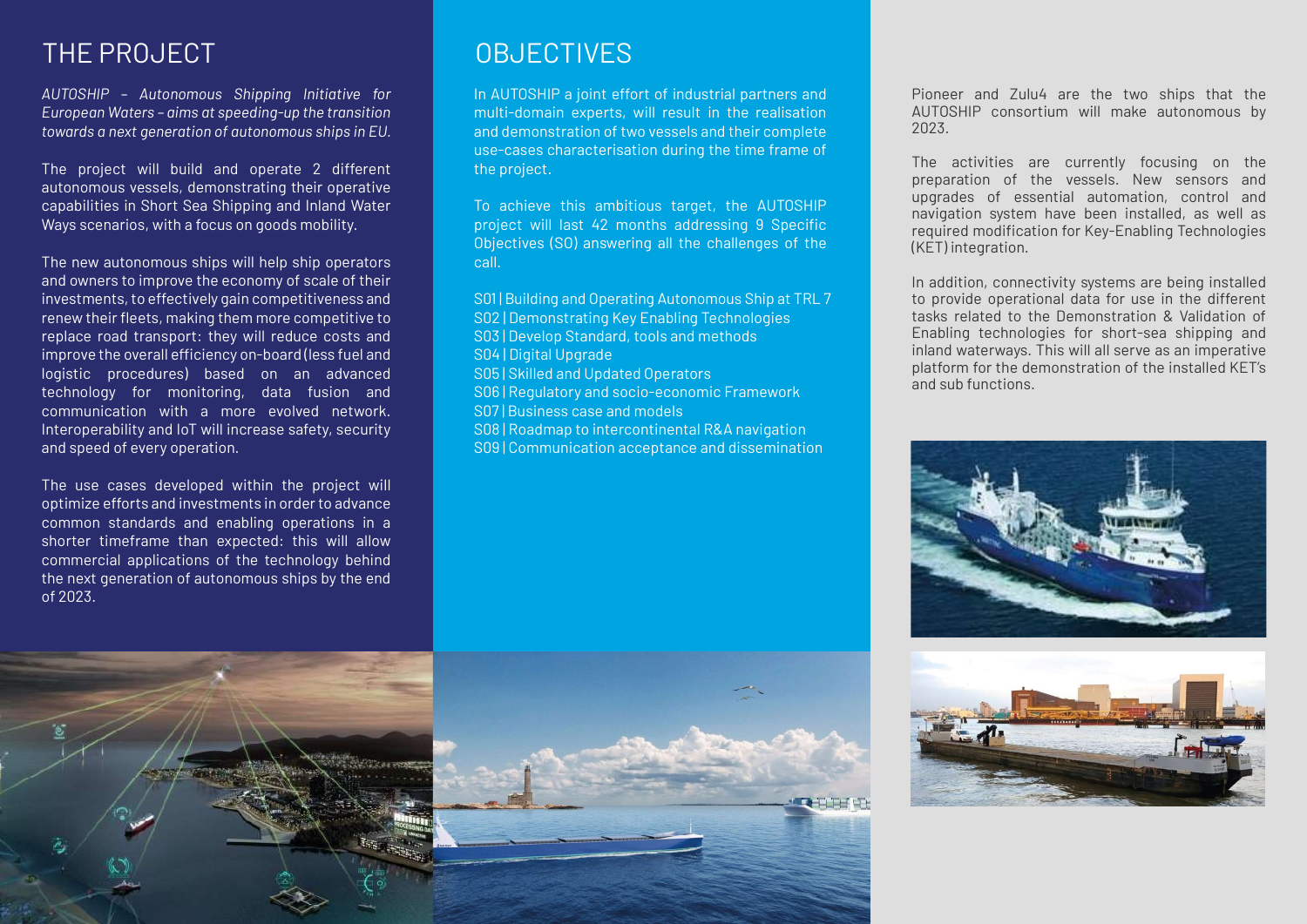# THE PROJECT

*AUTOSHIP – Autonomous Shipping Initiative for European Waters – aims at speeding-up the transition towards a next generation of autonomous ships in EU.*

The project will build and operate 2 different autonomous vessels, demonstrating their operative capabilities in Short Sea Shipping and Inland Water Ways scenarios, with a focus on goods mobility.

The new autonomous ships will help ship operators and owners to improve the economy of scale of their investments, to effectively gain competitiveness and renew their fleets, making them more competitive to replace road transport: they will reduce costs and improve the overall efficiency on-board (less fuel and logistic procedures) based on an advanced technology for monitoring, data fusion and communication with a more evolved network. Interoperability and IoT will increase safety, security and speed of every operation.

The use cases developed within the project will optimize efforts and investments in order to advance common standards and enabling operations in a shorter timeframe than expected: this will allow commercial applications of the technology behind the next generation of autonomous ships by the end of 2023.

# OBJECTIVES

In AUTOSHIP a joint effort of industrial partners and multi-domain experts, will result in the realisation and demonstration of two vessels and their complete use-cases characterisation during the time frame of the project.

To achieve this ambitious target, the AUTOSHIP project will last 42 months addressing 9 Specific Objectives (SO) answering all the challenges of the call.

S01 | Building and Operating Autonomous Ship at TRL 7
S02 | Demonstrating Key Enabling Technologies
S03 | Develop Standard, tools and methods
S04 | Digital Upgrade
S05 | Skilled and Updated Operators
S06 | Regulatory and socio-economic Framework
S07 | Business case and models
S08 | Roadmap to intercontinental R&A navigation
S09 | Communication acceptance and dissemination

Pioneer and Zulu4 are the two ships that the AUTOSHIP consortium will make autonomous by 2023.

The activities are currently focusing on the preparation of the vessels. New sensors and upgrades of essential automation, control and navigation system have been installed, as well as required modification for Key-Enabling Technologies (KET) integration.

In addition, connectivity systems are being installed to provide operational data for use in the different tasks related to the Demonstration & Validation of Enabling technologies for short-sea shipping and inland waterways. This will all serve as an imperative platform for the demonstration of the installed KET's and sub functions.